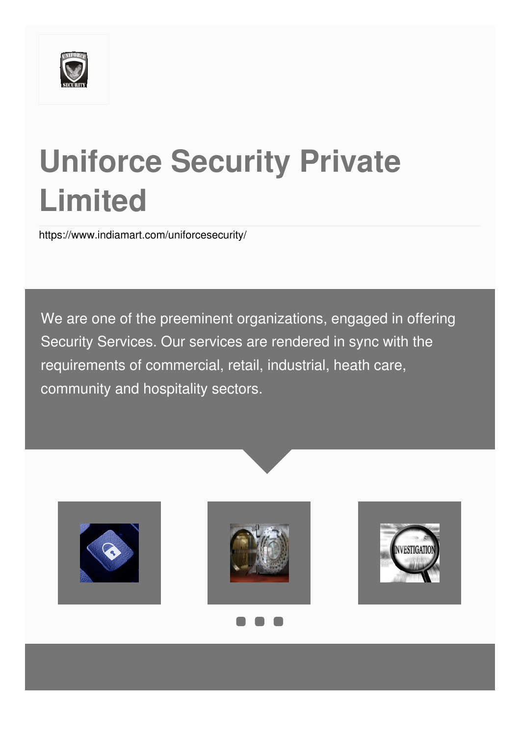# Uniforce Security Private Limited

https://www.indiamart.com/uniforcesecurity/

We are one of the preeminent organizations, engaged in offering Security Services. Our services are rendered in sync with the requirements of commercial, retail, industrial, heath care, community and hospitality sectors.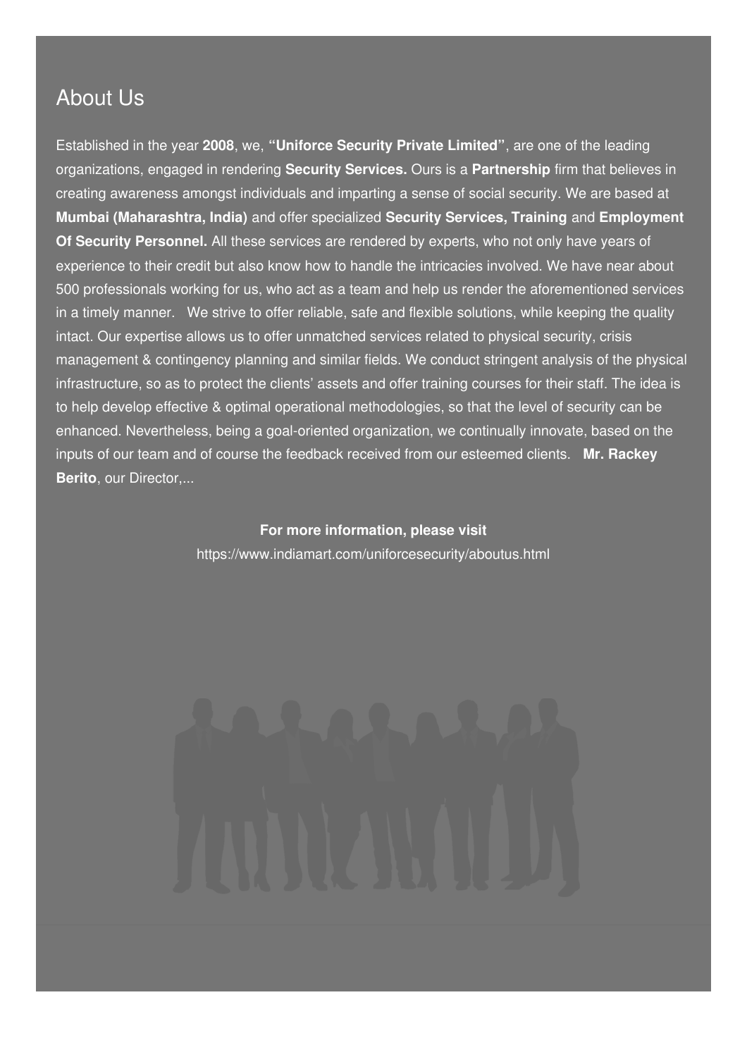## About Us

Established in the year **2008**, we, **"Uniforce Security Private Limited"**, are one of the leading organizations, engaged in rendering **Security Services.** Ours is a **Partnership** firm that believes in creating awareness amongst individuals and imparting a sense of social security. We are based at **Mumbai (Maharashtra, India)** and offer specialized **Security Services, Training** and **Employment Of Security Personnel.** All these services are rendered by experts, who not only have years of experience to their credit but also know how to handle the intricacies involved. We have near about 500 professionals working for us, who act as a team and help us render the aforementioned services in a timely manner.   We strive to offer reliable, safe and flexible solutions, while keeping the quality intact. Our expertise allows us to offer unmatched services related to physical security, crisis management & contingency planning and similar fields. We conduct stringent analysis of the physical infrastructure, so as to protect the clients' assets and offer training courses for their staff. The idea is to help develop effective & optimal operational methodologies, so that the level of security can be enhanced. Nevertheless, being a goal-oriented organization, we continually innovate, based on the inputs of our team and of course the feedback received from our esteemed clients.   **Mr. Rackey Berito**, our Director,...

**For more information, please visit**

https://www.indiamart.com/uniforcesecurity/aboutus.html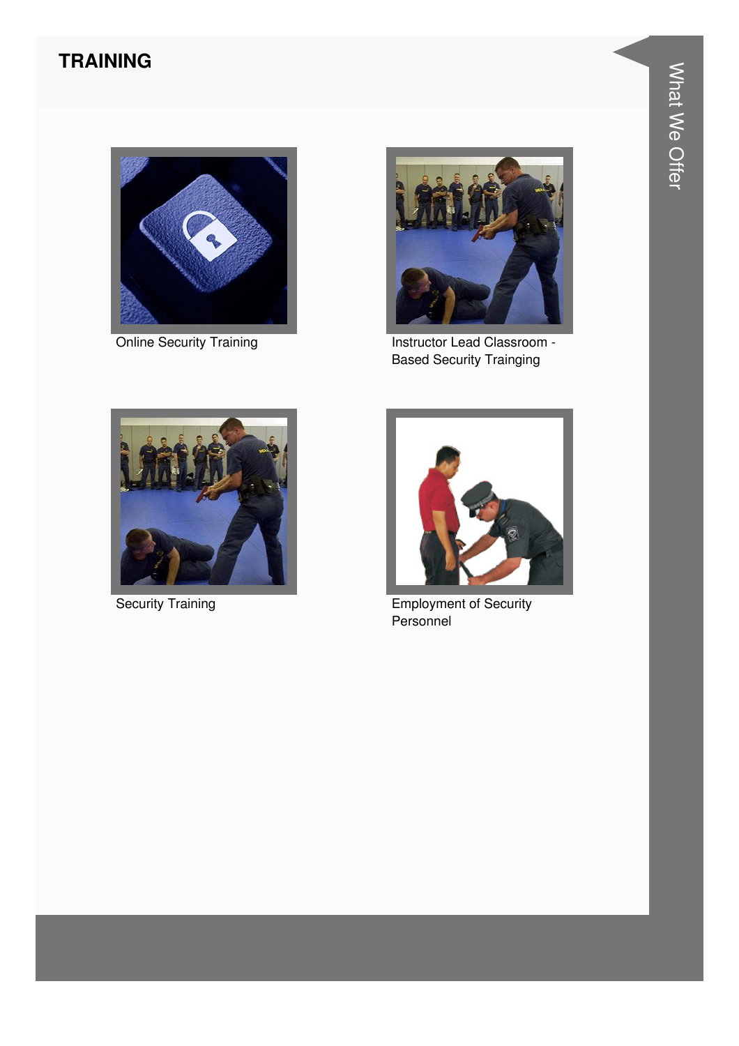# TRAINING

Online Security Training

Instructor Lead Classroom - Based Security Trainging

Security Training

Employment of Security Personnel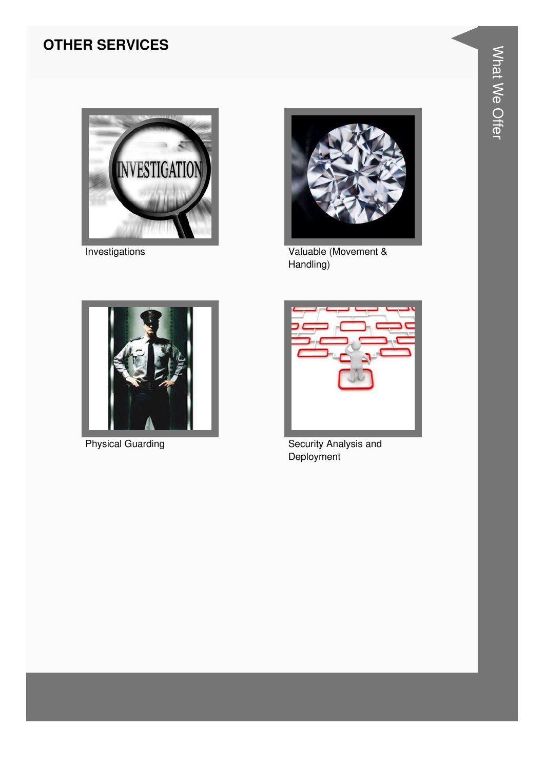## OTHER SERVICES

Investigations

Valuable (Movement & Handling)

Physical Guarding

Security Analysis and Deployment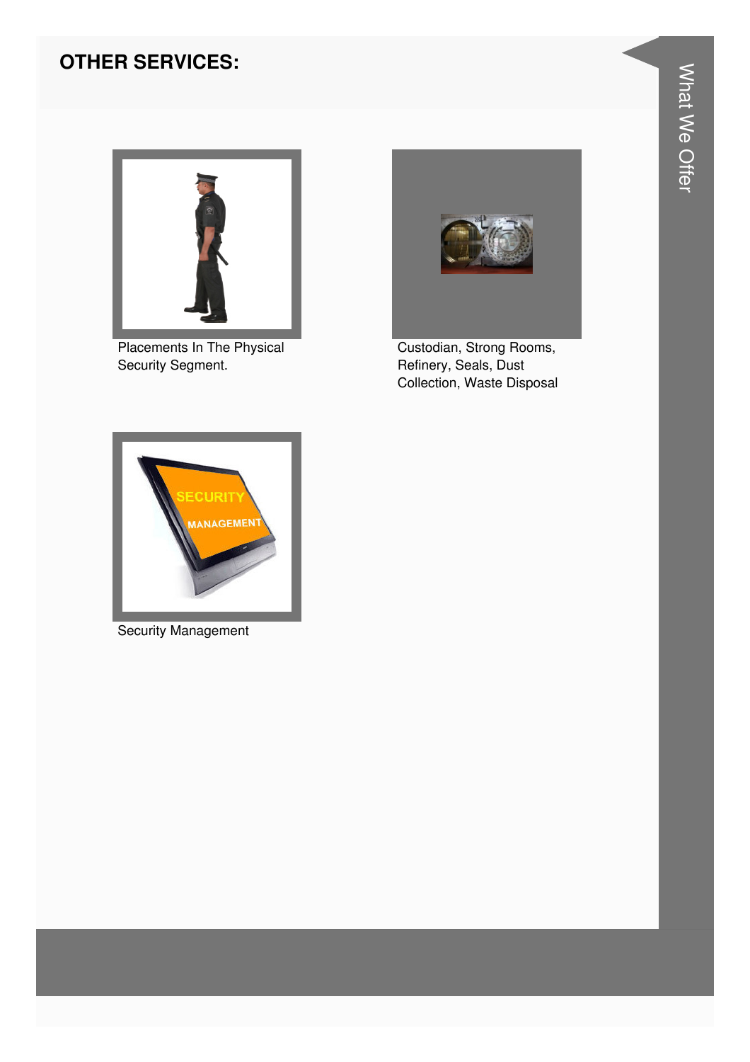## OTHER SERVICES:

Placements In The Physical Security Segment.

Custodian, Strong Rooms, Refinery, Seals, Dust Collection, Waste Disposal

Security Management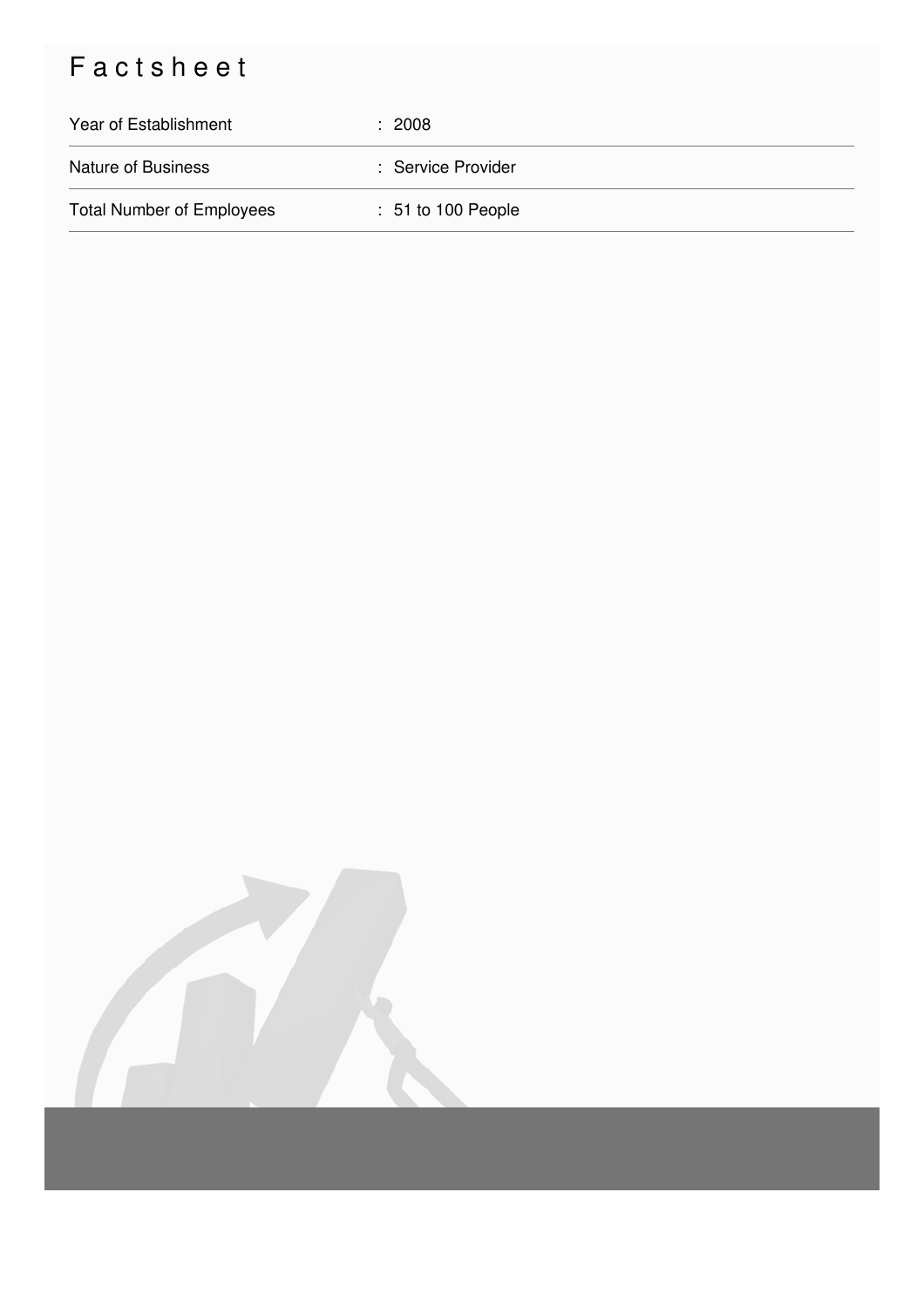# Factsheet

| | |
|---|---|
| Year of Establishment | : 2008 |
| Nature of Business | : Service Provider |
| Total Number of Employees | : 51 to 100 People |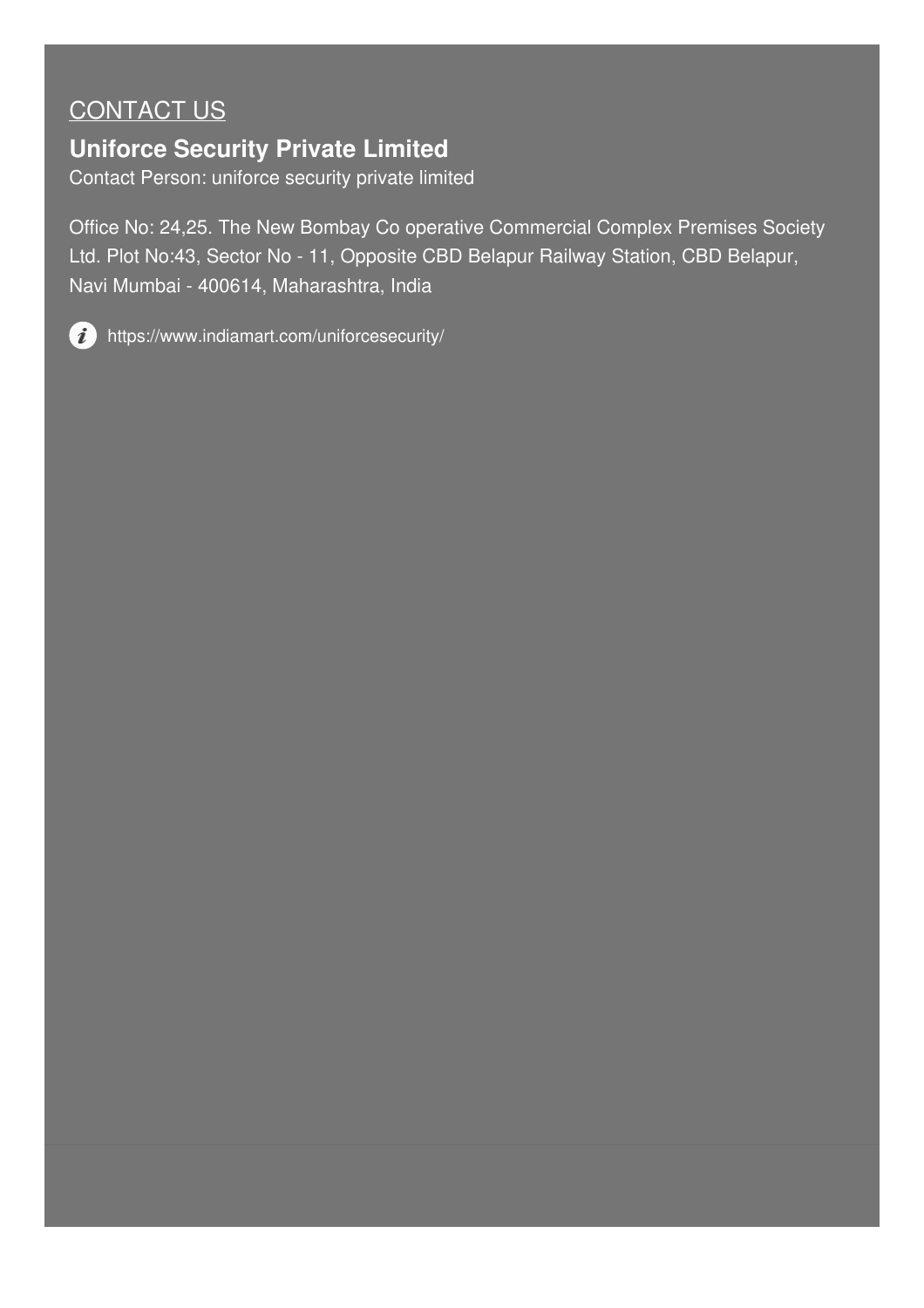## CONTACT US

### Uniforce Security Private Limited

Contact Person: uniforce security private limited

Office No: 24,25. The New Bombay Co operative Commercial Complex Premises Society Ltd. Plot No:43, Sector No - 11, Opposite CBD Belapur Railway Station, CBD Belapur, Navi Mumbai - 400614, Maharashtra, India

https://www.indiamart.com/uniforcesecurity/